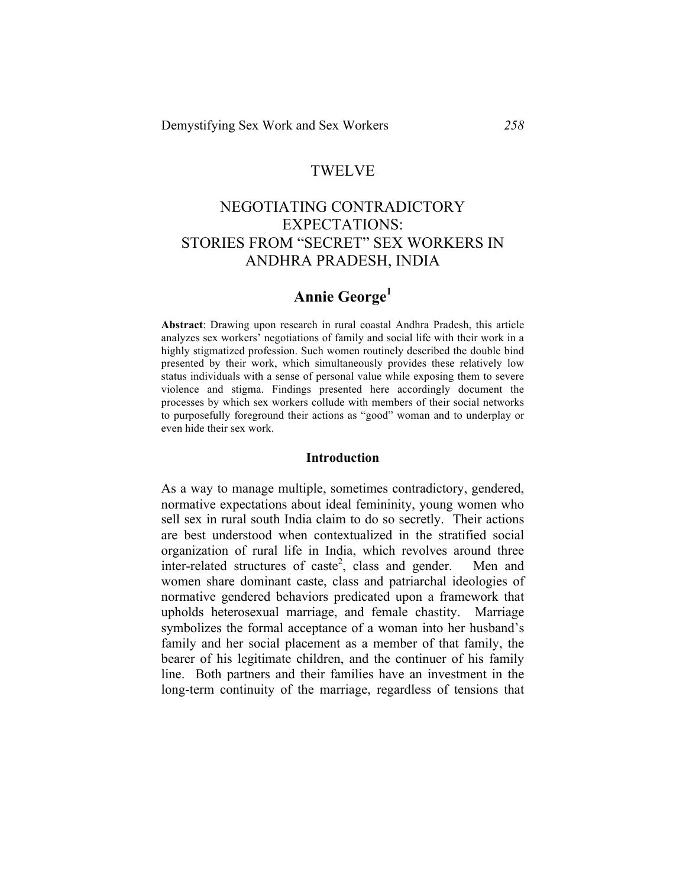# TWELVE

# NEGOTIATING CONTRADICTORY EXPECTATIONS: STORIES FROM "SECRET" SEX WORKERS IN ANDHRA PRADESH, INDIA

## Annie George[1]

**Abstract**: Drawing upon research in rural coastal Andhra Pradesh, this article analyzes sex workers' negotiations of family and social life with their work in a highly stigmatized profession. Such women routinely described the double bind presented by their work, which simultaneously provides these relatively low status individuals with a sense of personal value while exposing them to severe violence and stigma. Findings presented here accordingly document the processes by which sex workers collude with members of their social networks to purposefully foreground their actions as "good" woman and to underplay or even hide their sex work.

### Introduction

As a way to manage multiple, sometimes contradictory, gendered, normative expectations about ideal femininity, young women who sell sex in rural south India claim to do so secretly. Their actions are best understood when contextualized in the stratified social organization of rural life in India, which revolves around three inter-related structures of caste[2], class and gender. Men and women share dominant caste, class and patriarchal ideologies of normative gendered behaviors predicated upon a framework that upholds heterosexual marriage, and female chastity. Marriage symbolizes the formal acceptance of a woman into her husband's family and her social placement as a member of that family, the bearer of his legitimate children, and the continuer of his family line. Both partners and their families have an investment in the long-term continuity of the marriage, regardless of tensions that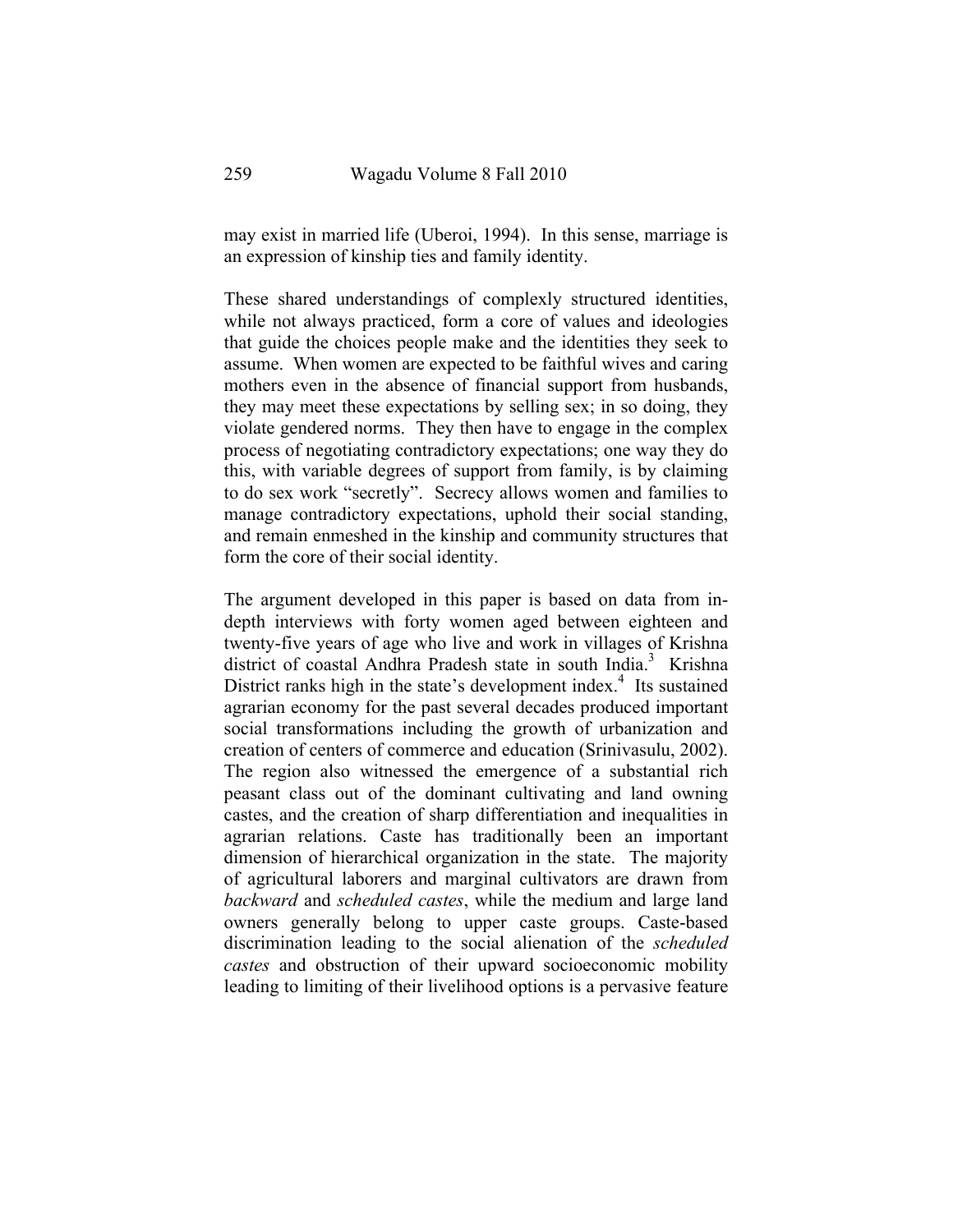may exist in married life (Uberoi, 1994). In this sense, marriage is an expression of kinship ties and family identity.

These shared understandings of complexly structured identities, while not always practiced, form a core of values and ideologies that guide the choices people make and the identities they seek to assume. When women are expected to be faithful wives and caring mothers even in the absence of financial support from husbands, they may meet these expectations by selling sex; in so doing, they violate gendered norms. They then have to engage in the complex process of negotiating contradictory expectations; one way they do this, with variable degrees of support from family, is by claiming to do sex work "secretly". Secrecy allows women and families to manage contradictory expectations, uphold their social standing, and remain enmeshed in the kinship and community structures that form the core of their social identity.

The argument developed in this paper is based on data from in-depth interviews with forty women aged between eighteen and twenty-five years of age who live and work in villages of Krishna district of coastal Andhra Pradesh state in south India.[3] Krishna District ranks high in the state's development index.[4] Its sustained agrarian economy for the past several decades produced important social transformations including the growth of urbanization and creation of centers of commerce and education (Srinivasulu, 2002). The region also witnessed the emergence of a substantial rich peasant class out of the dominant cultivating and land owning castes, and the creation of sharp differentiation and inequalities in agrarian relations. Caste has traditionally been an important dimension of hierarchical organization in the state. The majority of agricultural laborers and marginal cultivators are drawn from *backward* and *scheduled castes*, while the medium and large land owners generally belong to upper caste groups. Caste-based discrimination leading to the social alienation of the *scheduled castes* and obstruction of their upward socioeconomic mobility leading to limiting of their livelihood options is a pervasive feature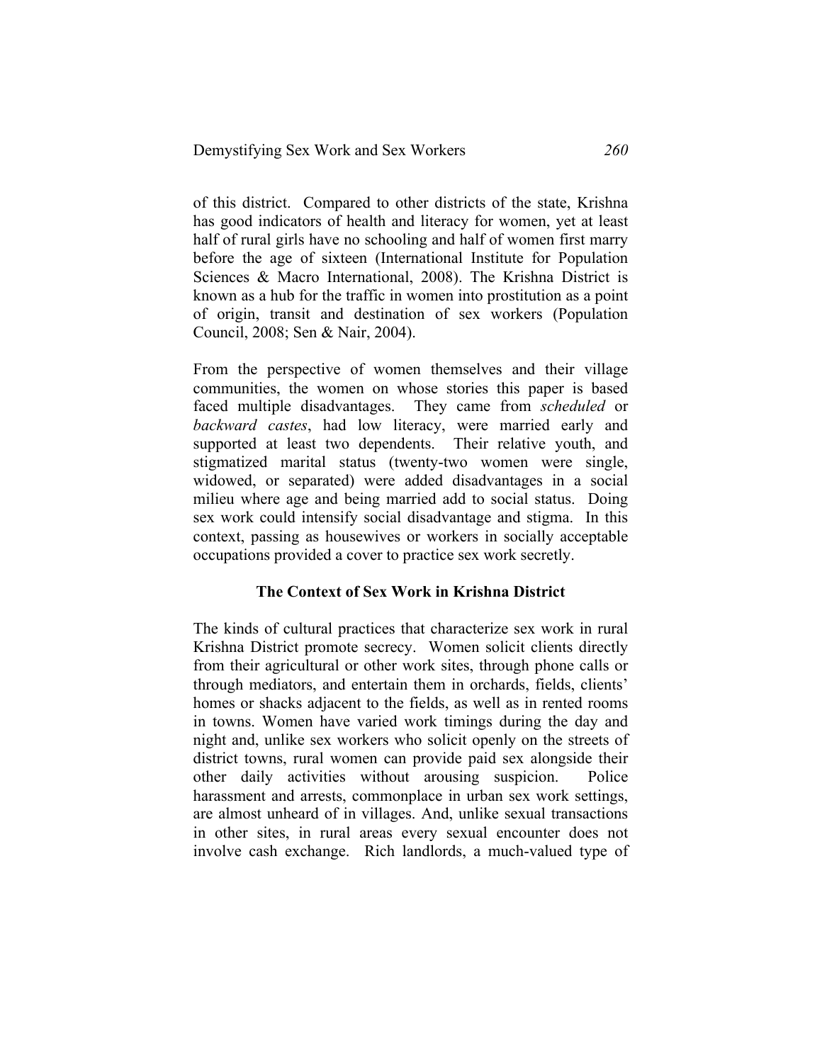of this district. Compared to other districts of the state, Krishna has good indicators of health and literacy for women, yet at least half of rural girls have no schooling and half of women first marry before the age of sixteen (International Institute for Population Sciences & Macro International, 2008). The Krishna District is known as a hub for the traffic in women into prostitution as a point of origin, transit and destination of sex workers (Population Council, 2008; Sen & Nair, 2004).

From the perspective of women themselves and their village communities, the women on whose stories this paper is based faced multiple disadvantages. They came from *scheduled* or *backward castes*, had low literacy, were married early and supported at least two dependents. Their relative youth, and stigmatized marital status (twenty-two women were single, widowed, or separated) were added disadvantages in a social milieu where age and being married add to social status. Doing sex work could intensify social disadvantage and stigma. In this context, passing as housewives or workers in socially acceptable occupations provided a cover to practice sex work secretly.

## The Context of Sex Work in Krishna District

The kinds of cultural practices that characterize sex work in rural Krishna District promote secrecy. Women solicit clients directly from their agricultural or other work sites, through phone calls or through mediators, and entertain them in orchards, fields, clients' homes or shacks adjacent to the fields, as well as in rented rooms in towns. Women have varied work timings during the day and night and, unlike sex workers who solicit openly on the streets of district towns, rural women can provide paid sex alongside their other daily activities without arousing suspicion. Police harassment and arrests, commonplace in urban sex work settings, are almost unheard of in villages. And, unlike sexual transactions in other sites, in rural areas every sexual encounter does not involve cash exchange. Rich landlords, a much-valued type of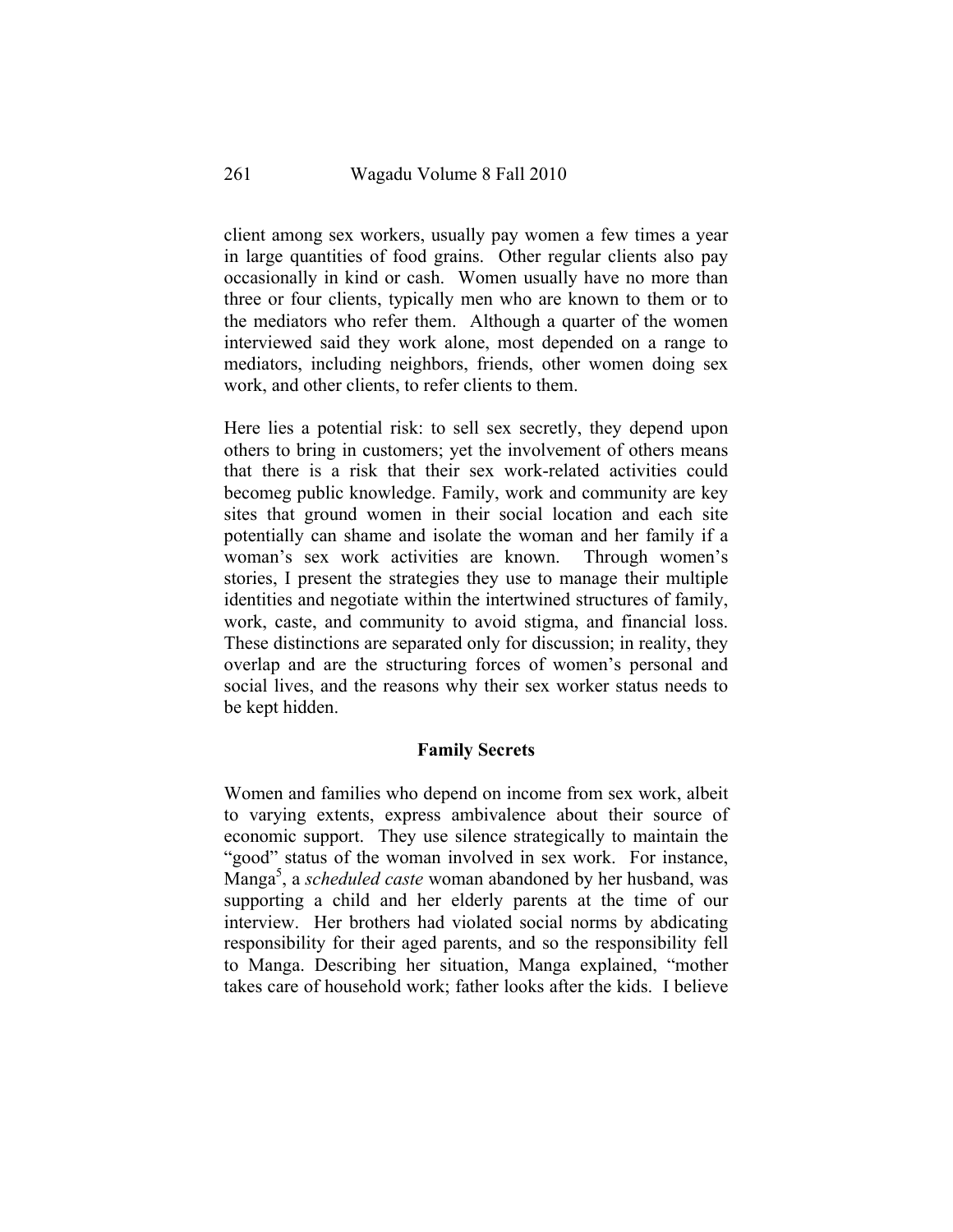client among sex workers, usually pay women a few times a year in large quantities of food grains. Other regular clients also pay occasionally in kind or cash. Women usually have no more than three or four clients, typically men who are known to them or to the mediators who refer them. Although a quarter of the women interviewed said they work alone, most depended on a range to mediators, including neighbors, friends, other women doing sex work, and other clients, to refer clients to them.

Here lies a potential risk: to sell sex secretly, they depend upon others to bring in customers; yet the involvement of others means that there is a risk that their sex work-related activities could becomeg public knowledge. Family, work and community are key sites that ground women in their social location and each site potentially can shame and isolate the woman and her family if a woman's sex work activities are known. Through women's stories, I present the strategies they use to manage their multiple identities and negotiate within the intertwined structures of family, work, caste, and community to avoid stigma, and financial loss. These distinctions are separated only for discussion; in reality, they overlap and are the structuring forces of women's personal and social lives, and the reasons why their sex worker status needs to be kept hidden.

## Family Secrets

Women and families who depend on income from sex work, albeit to varying extents, express ambivalence about their source of economic support. They use silence strategically to maintain the "good" status of the woman involved in sex work. For instance, Manga[5], a *scheduled caste* woman abandoned by her husband, was supporting a child and her elderly parents at the time of our interview. Her brothers had violated social norms by abdicating responsibility for their aged parents, and so the responsibility fell to Manga. Describing her situation, Manga explained, "mother takes care of household work; father looks after the kids. I believe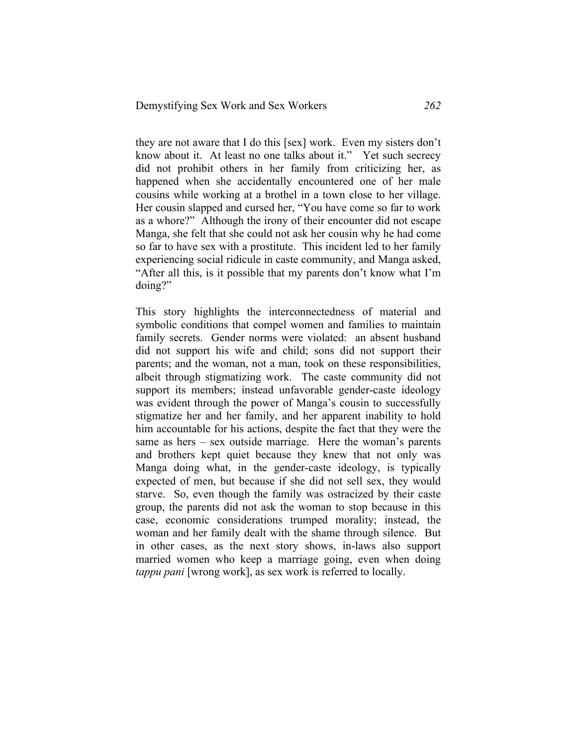they are not aware that I do this [sex] work. Even my sisters don't know about it. At least no one talks about it." Yet such secrecy did not prohibit others in her family from criticizing her, as happened when she accidentally encountered one of her male cousins while working at a brothel in a town close to her village. Her cousin slapped and cursed her, "You have come so far to work as a whore?" Although the irony of their encounter did not escape Manga, she felt that she could not ask her cousin why he had come so far to have sex with a prostitute. This incident led to her family experiencing social ridicule in caste community, and Manga asked, "After all this, is it possible that my parents don't know what I'm doing?"

This story highlights the interconnectedness of material and symbolic conditions that compel women and families to maintain family secrets. Gender norms were violated: an absent husband did not support his wife and child; sons did not support their parents; and the woman, not a man, took on these responsibilities, albeit through stigmatizing work. The caste community did not support its members; instead unfavorable gender-caste ideology was evident through the power of Manga's cousin to successfully stigmatize her and her family, and her apparent inability to hold him accountable for his actions, despite the fact that they were the same as hers – sex outside marriage. Here the woman's parents and brothers kept quiet because they knew that not only was Manga doing what, in the gender-caste ideology, is typically expected of men, but because if she did not sell sex, they would starve. So, even though the family was ostracized by their caste group, the parents did not ask the woman to stop because in this case, economic considerations trumped morality; instead, the woman and her family dealt with the shame through silence. But in other cases, as the next story shows, in-laws also support married women who keep a marriage going, even when doing *tappu pani* [wrong work], as sex work is referred to locally.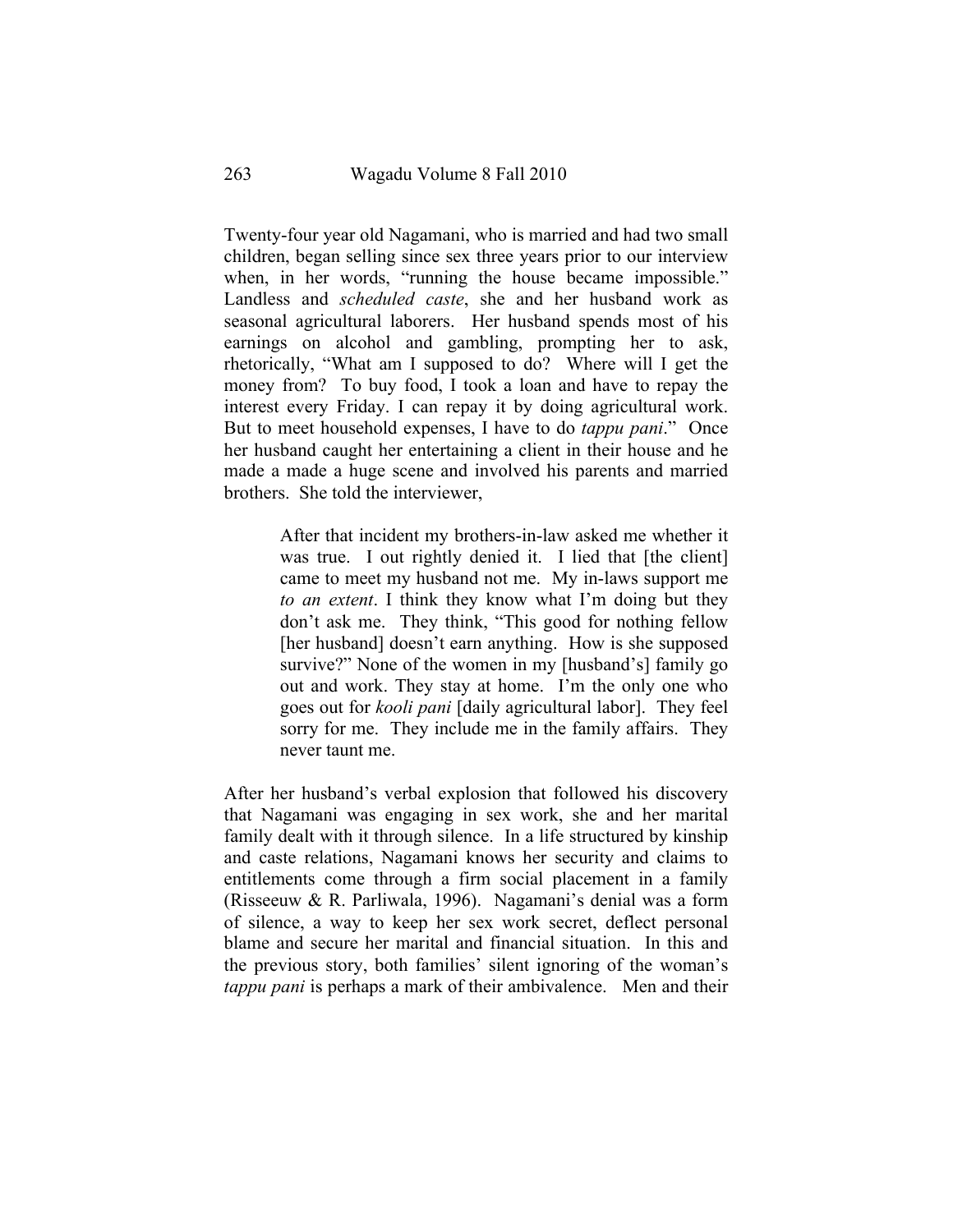Twenty-four year old Nagamani, who is married and had two small children, began selling since sex three years prior to our interview when, in her words, "running the house became impossible." Landless and *scheduled caste*, she and her husband work as seasonal agricultural laborers. Her husband spends most of his earnings on alcohol and gambling, prompting her to ask, rhetorically, "What am I supposed to do? Where will I get the money from? To buy food, I took a loan and have to repay the interest every Friday. I can repay it by doing agricultural work. But to meet household expenses, I have to do *tappu pani*." Once her husband caught her entertaining a client in their house and he made a made a huge scene and involved his parents and married brothers. She told the interviewer,

> After that incident my brothers-in-law asked me whether it was true. I out rightly denied it. I lied that [the client] came to meet my husband not me. My in-laws support me *to an extent*. I think they know what I'm doing but they don't ask me. They think, "This good for nothing fellow [her husband] doesn't earn anything. How is she supposed survive?" None of the women in my [husband's] family go out and work. They stay at home. I'm the only one who goes out for *kooli pani* [daily agricultural labor]. They feel sorry for me. They include me in the family affairs. They never taunt me.

After her husband's verbal explosion that followed his discovery that Nagamani was engaging in sex work, she and her marital family dealt with it through silence. In a life structured by kinship and caste relations, Nagamani knows her security and claims to entitlements come through a firm social placement in a family (Risseeuw & R. Parliwala, 1996). Nagamani's denial was a form of silence, a way to keep her sex work secret, deflect personal blame and secure her marital and financial situation. In this and the previous story, both families' silent ignoring of the woman's *tappu pani* is perhaps a mark of their ambivalence. Men and their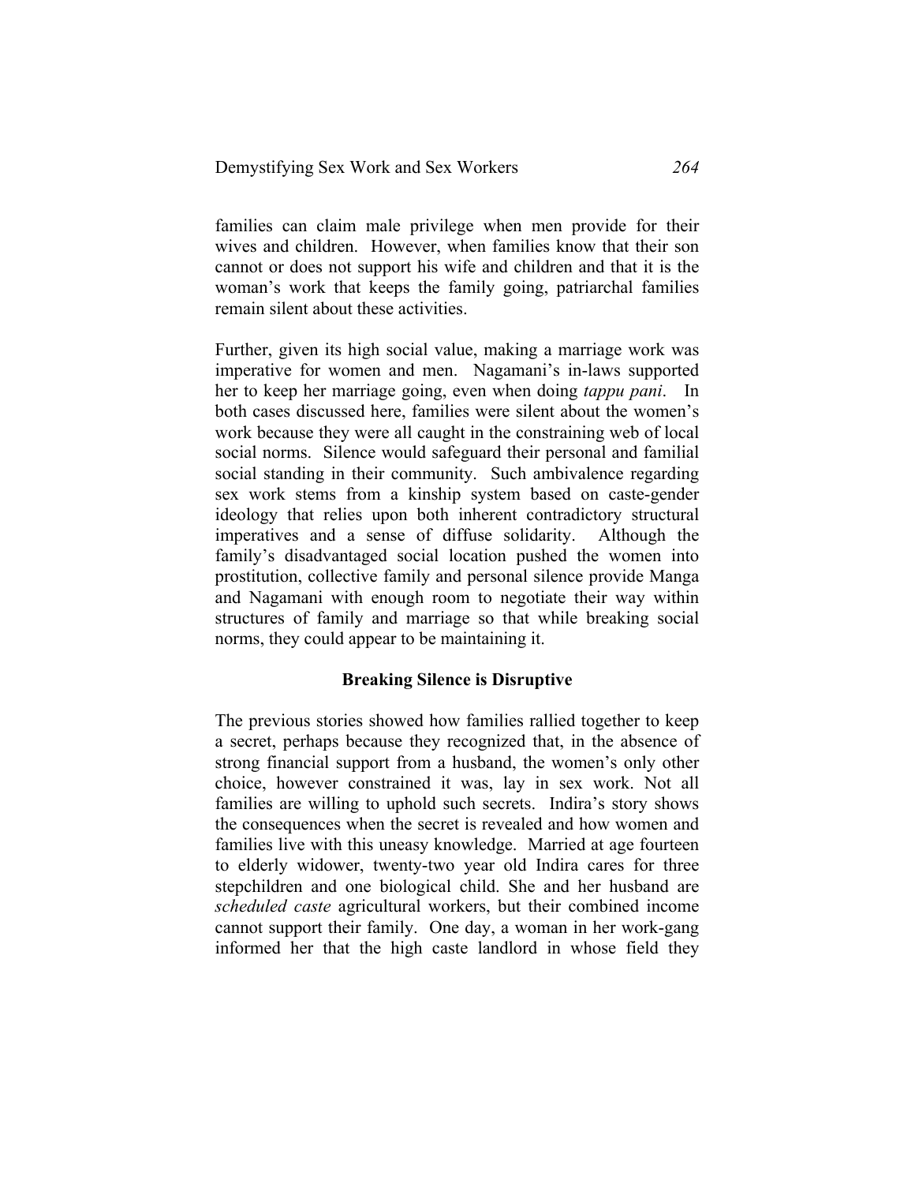families can claim male privilege when men provide for their wives and children. However, when families know that their son cannot or does not support his wife and children and that it is the woman's work that keeps the family going, patriarchal families remain silent about these activities.

Further, given its high social value, making a marriage work was imperative for women and men. Nagamani's in-laws supported her to keep her marriage going, even when doing *tappu pani*. In both cases discussed here, families were silent about the women's work because they were all caught in the constraining web of local social norms. Silence would safeguard their personal and familial social standing in their community. Such ambivalence regarding sex work stems from a kinship system based on caste-gender ideology that relies upon both inherent contradictory structural imperatives and a sense of diffuse solidarity. Although the family's disadvantaged social location pushed the women into prostitution, collective family and personal silence provide Manga and Nagamani with enough room to negotiate their way within structures of family and marriage so that while breaking social norms, they could appear to be maintaining it.

**Breaking Silence is Disruptive**

The previous stories showed how families rallied together to keep a secret, perhaps because they recognized that, in the absence of strong financial support from a husband, the women's only other choice, however constrained it was, lay in sex work. Not all families are willing to uphold such secrets. Indira's story shows the consequences when the secret is revealed and how women and families live with this uneasy knowledge. Married at age fourteen to elderly widower, twenty-two year old Indira cares for three stepchildren and one biological child. She and her husband are *scheduled caste* agricultural workers, but their combined income cannot support their family. One day, a woman in her work-gang informed her that the high caste landlord in whose field they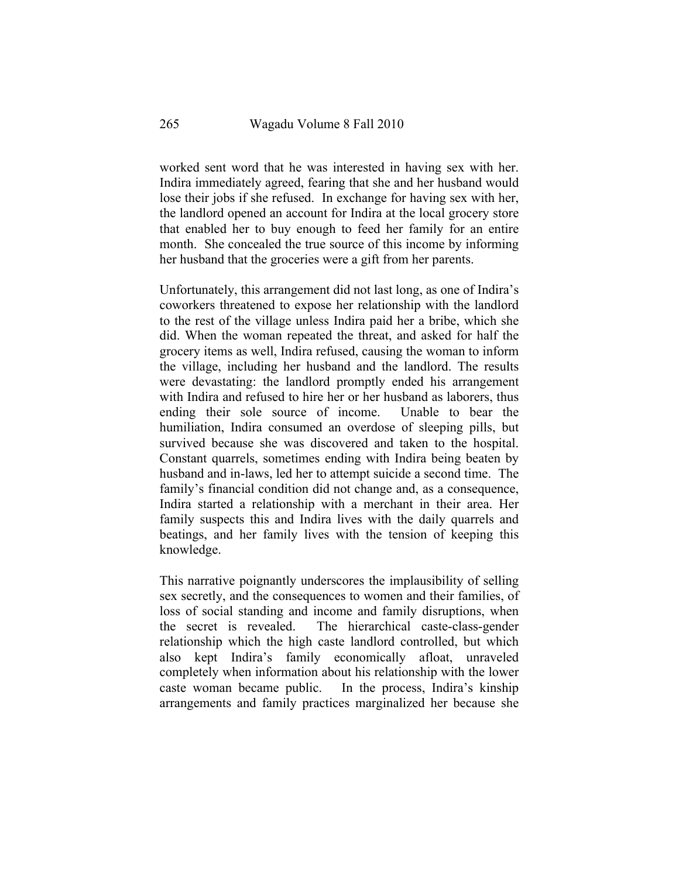worked sent word that he was interested in having sex with her. Indira immediately agreed, fearing that she and her husband would lose their jobs if she refused. In exchange for having sex with her, the landlord opened an account for Indira at the local grocery store that enabled her to buy enough to feed her family for an entire month. She concealed the true source of this income by informing her husband that the groceries were a gift from her parents.

Unfortunately, this arrangement did not last long, as one of Indira's coworkers threatened to expose her relationship with the landlord to the rest of the village unless Indira paid her a bribe, which she did. When the woman repeated the threat, and asked for half the grocery items as well, Indira refused, causing the woman to inform the village, including her husband and the landlord. The results were devastating: the landlord promptly ended his arrangement with Indira and refused to hire her or her husband as laborers, thus ending their sole source of income. Unable to bear the humiliation, Indira consumed an overdose of sleeping pills, but survived because she was discovered and taken to the hospital. Constant quarrels, sometimes ending with Indira being beaten by husband and in-laws, led her to attempt suicide a second time. The family's financial condition did not change and, as a consequence, Indira started a relationship with a merchant in their area. Her family suspects this and Indira lives with the daily quarrels and beatings, and her family lives with the tension of keeping this knowledge.

This narrative poignantly underscores the implausibility of selling sex secretly, and the consequences to women and their families, of loss of social standing and income and family disruptions, when the secret is revealed. The hierarchical caste-class-gender relationship which the high caste landlord controlled, but which also kept Indira's family economically afloat, unraveled completely when information about his relationship with the lower caste woman became public. In the process, Indira's kinship arrangements and family practices marginalized her because she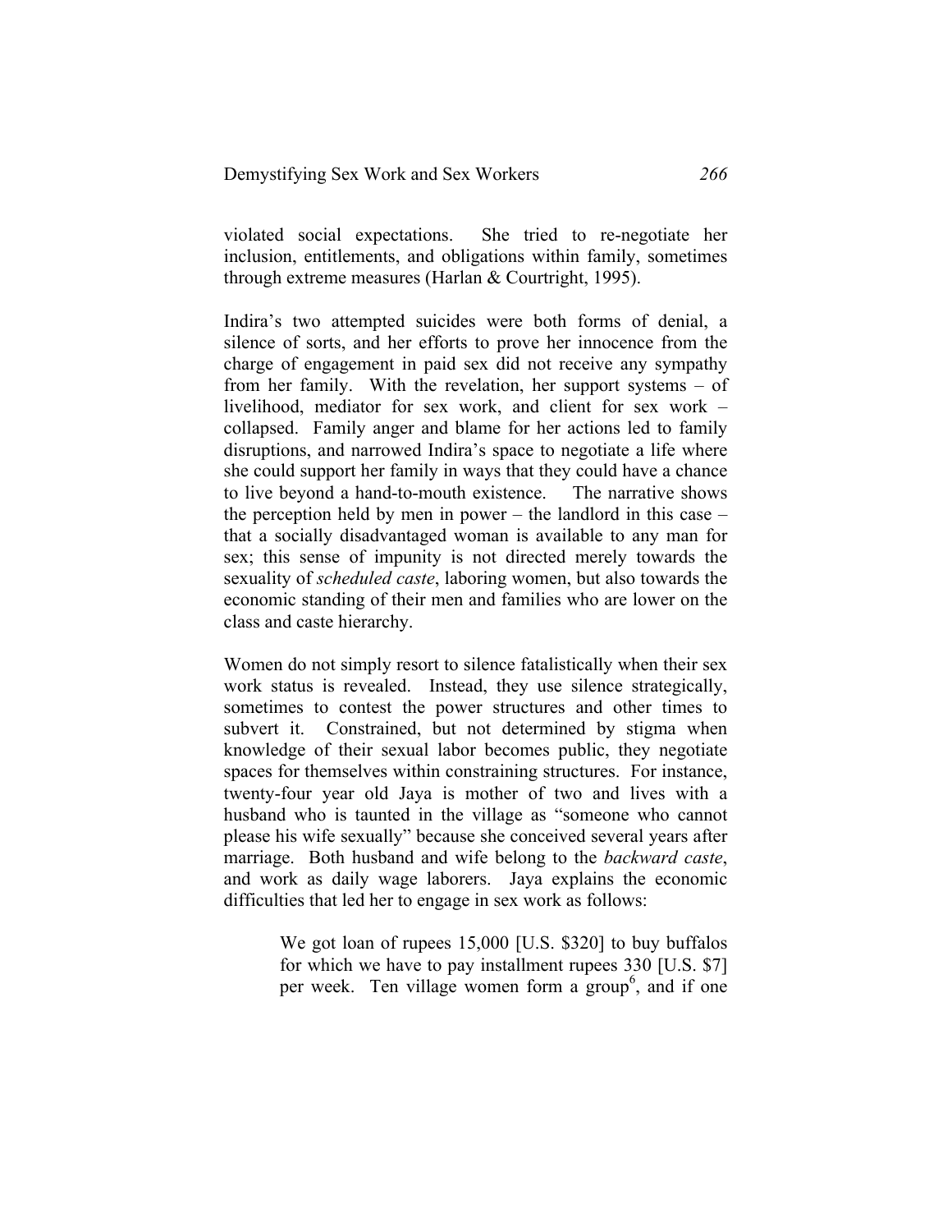violated social expectations. She tried to re-negotiate her inclusion, entitlements, and obligations within family, sometimes through extreme measures (Harlan & Courtright, 1995).

Indira's two attempted suicides were both forms of denial, a silence of sorts, and her efforts to prove her innocence from the charge of engagement in paid sex did not receive any sympathy from her family. With the revelation, her support systems – of livelihood, mediator for sex work, and client for sex work – collapsed. Family anger and blame for her actions led to family disruptions, and narrowed Indira's space to negotiate a life where she could support her family in ways that they could have a chance to live beyond a hand-to-mouth existence. The narrative shows the perception held by men in power – the landlord in this case – that a socially disadvantaged woman is available to any man for sex; this sense of impunity is not directed merely towards the sexuality of *scheduled caste*, laboring women, but also towards the economic standing of their men and families who are lower on the class and caste hierarchy.

Women do not simply resort to silence fatalistically when their sex work status is revealed. Instead, they use silence strategically, sometimes to contest the power structures and other times to subvert it. Constrained, but not determined by stigma when knowledge of their sexual labor becomes public, they negotiate spaces for themselves within constraining structures. For instance, twenty-four year old Jaya is mother of two and lives with a husband who is taunted in the village as "someone who cannot please his wife sexually" because she conceived several years after marriage. Both husband and wife belong to the *backward caste*, and work as daily wage laborers. Jaya explains the economic difficulties that led her to engage in sex work as follows:

> We got loan of rupees 15,000 [U.S. $320] to buy buffalos for which we have to pay installment rupees 330 [U.S. $7] per week. Ten village women form a group[6], and if one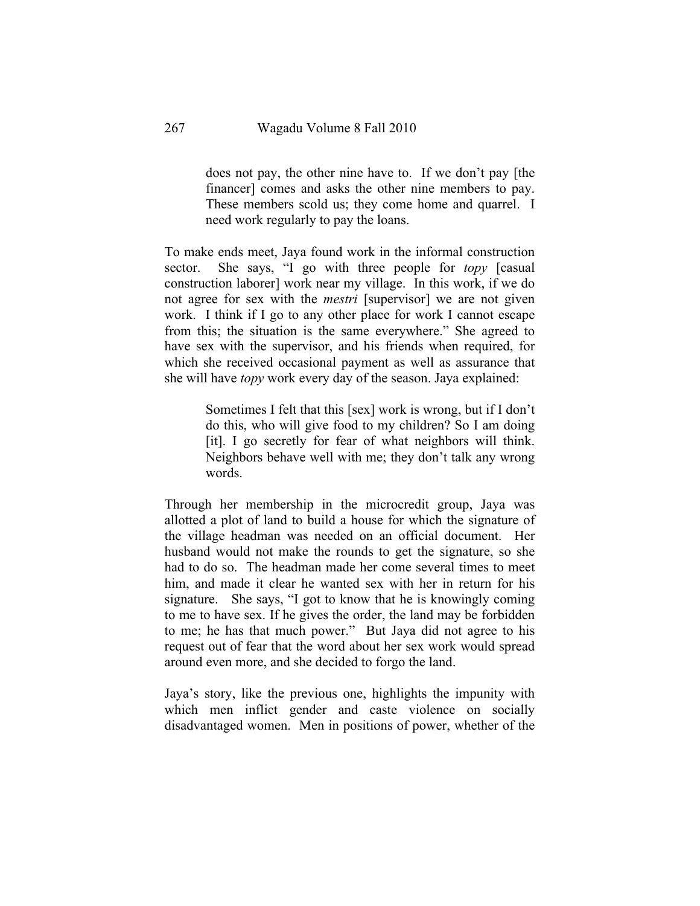> does not pay, the other nine have to. If we don't pay [the financer] comes and asks the other nine members to pay. These members scold us; they come home and quarrel. I need work regularly to pay the loans.

To make ends meet, Jaya found work in the informal construction sector. She says, "I go with three people for *topy* [casual construction laborer] work near my village. In this work, if we do not agree for sex with the *mestri* [supervisor] we are not given work. I think if I go to any other place for work I cannot escape from this; the situation is the same everywhere." She agreed to have sex with the supervisor, and his friends when required, for which she received occasional payment as well as assurance that she will have *topy* work every day of the season. Jaya explained:

> Sometimes I felt that this [sex] work is wrong, but if I don't do this, who will give food to my children? So I am doing [it]. I go secretly for fear of what neighbors will think. Neighbors behave well with me; they don't talk any wrong words.

Through her membership in the microcredit group, Jaya was allotted a plot of land to build a house for which the signature of the village headman was needed on an official document. Her husband would not make the rounds to get the signature, so she had to do so. The headman made her come several times to meet him, and made it clear he wanted sex with her in return for his signature. She says, "I got to know that he is knowingly coming to me to have sex. If he gives the order, the land may be forbidden to me; he has that much power." But Jaya did not agree to his request out of fear that the word about her sex work would spread around even more, and she decided to forgo the land.

Jaya's story, like the previous one, highlights the impunity with which men inflict gender and caste violence on socially disadvantaged women. Men in positions of power, whether of the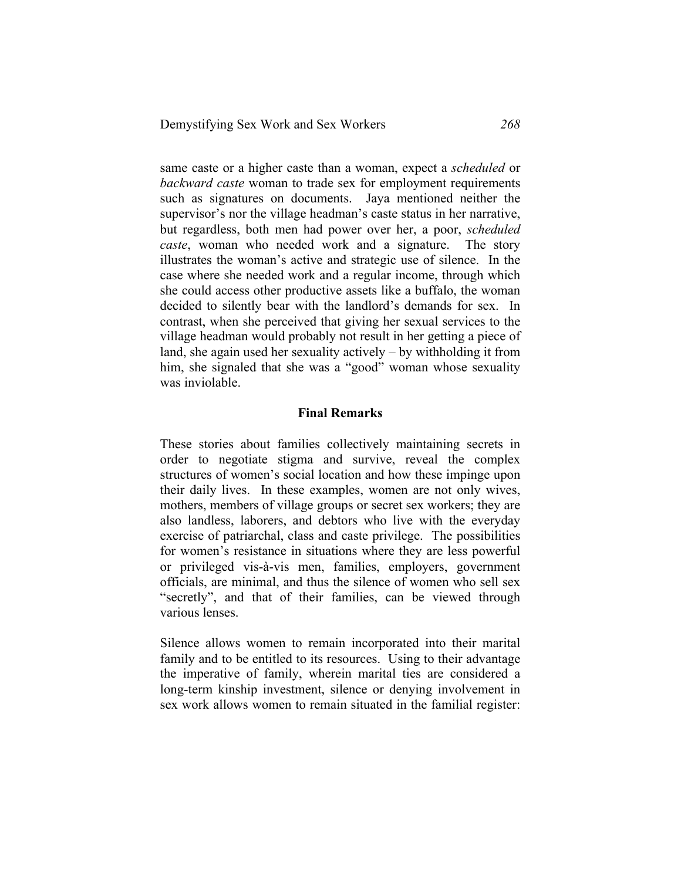same caste or a higher caste than a woman, expect a *scheduled* or *backward caste* woman to trade sex for employment requirements such as signatures on documents. Jaya mentioned neither the supervisor's nor the village headman's caste status in her narrative, but regardless, both men had power over her, a poor, *scheduled caste*, woman who needed work and a signature. The story illustrates the woman's active and strategic use of silence. In the case where she needed work and a regular income, through which she could access other productive assets like a buffalo, the woman decided to silently bear with the landlord's demands for sex. In contrast, when she perceived that giving her sexual services to the village headman would probably not result in her getting a piece of land, she again used her sexuality actively – by withholding it from him, she signaled that she was a "good" woman whose sexuality was inviolable.

## Final Remarks

These stories about families collectively maintaining secrets in order to negotiate stigma and survive, reveal the complex structures of women's social location and how these impinge upon their daily lives. In these examples, women are not only wives, mothers, members of village groups or secret sex workers; they are also landless, laborers, and debtors who live with the everyday exercise of patriarchal, class and caste privilege. The possibilities for women's resistance in situations where they are less powerful or privileged vis-à-vis men, families, employers, government officials, are minimal, and thus the silence of women who sell sex "secretly", and that of their families, can be viewed through various lenses.

Silence allows women to remain incorporated into their marital family and to be entitled to its resources. Using to their advantage the imperative of family, wherein marital ties are considered a long-term kinship investment, silence or denying involvement in sex work allows women to remain situated in the familial register: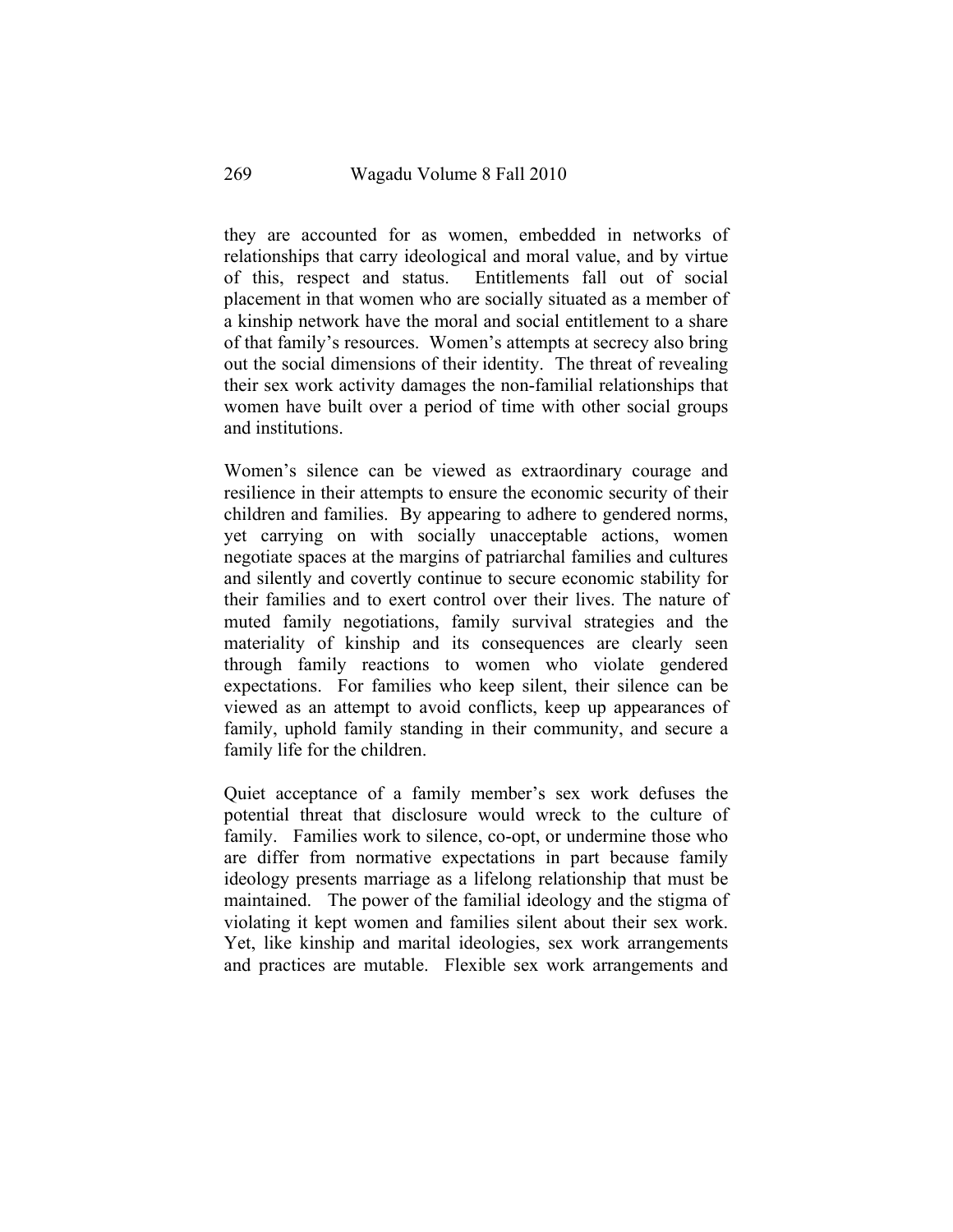they are accounted for as women, embedded in networks of relationships that carry ideological and moral value, and by virtue of this, respect and status. Entitlements fall out of social placement in that women who are socially situated as a member of a kinship network have the moral and social entitlement to a share of that family's resources. Women's attempts at secrecy also bring out the social dimensions of their identity. The threat of revealing their sex work activity damages the non-familial relationships that women have built over a period of time with other social groups and institutions.

Women's silence can be viewed as extraordinary courage and resilience in their attempts to ensure the economic security of their children and families. By appearing to adhere to gendered norms, yet carrying on with socially unacceptable actions, women negotiate spaces at the margins of patriarchal families and cultures and silently and covertly continue to secure economic stability for their families and to exert control over their lives. The nature of muted family negotiations, family survival strategies and the materiality of kinship and its consequences are clearly seen through family reactions to women who violate gendered expectations. For families who keep silent, their silence can be viewed as an attempt to avoid conflicts, keep up appearances of family, uphold family standing in their community, and secure a family life for the children.

Quiet acceptance of a family member's sex work defuses the potential threat that disclosure would wreck to the culture of family. Families work to silence, co-opt, or undermine those who are differ from normative expectations in part because family ideology presents marriage as a lifelong relationship that must be maintained. The power of the familial ideology and the stigma of violating it kept women and families silent about their sex work. Yet, like kinship and marital ideologies, sex work arrangements and practices are mutable. Flexible sex work arrangements and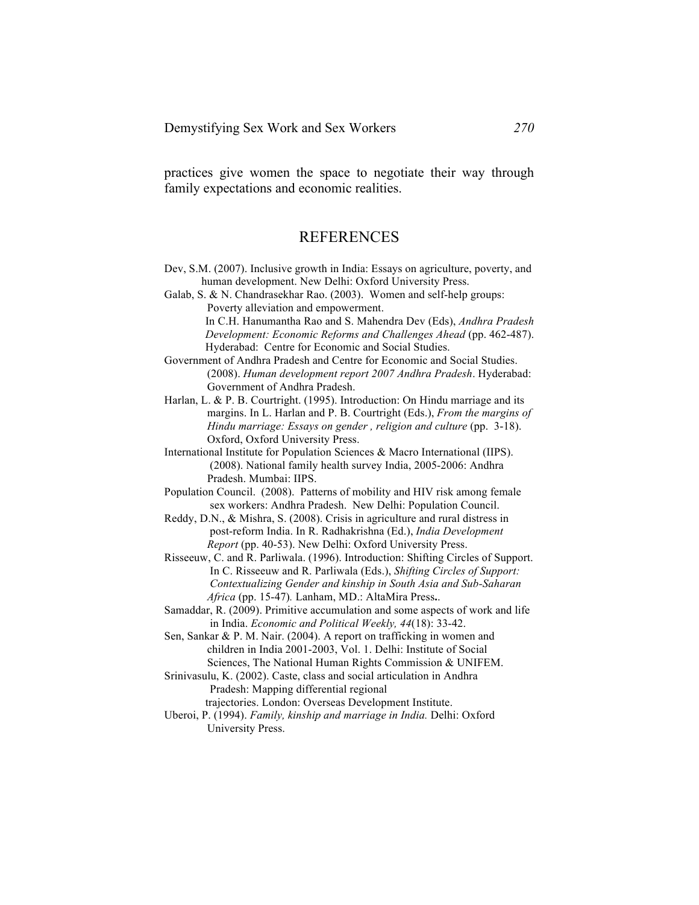practices give women the space to negotiate their way through family expectations and economic realities.

## REFERENCES

Dev, S.M. (2007). Inclusive growth in India: Essays on agriculture, poverty, and human development. New Delhi: Oxford University Press.

Galab, S. & N. Chandrasekhar Rao. (2003). Women and self-help groups: Poverty alleviation and empowerment. In C.H. Hanumantha Rao and S. Mahendra Dev (Eds), *Andhra Pradesh Development: Economic Reforms and Challenges Ahead* (pp. 462-487). Hyderabad: Centre for Economic and Social Studies.

Government of Andhra Pradesh and Centre for Economic and Social Studies. (2008). *Human development report 2007 Andhra Pradesh*. Hyderabad: Government of Andhra Pradesh.

Harlan, L. & P. B. Courtright. (1995). Introduction: On Hindu marriage and its margins. In L. Harlan and P. B. Courtright (Eds.), *From the margins of Hindu marriage: Essays on gender , religion and culture* (pp. 3-18). Oxford, Oxford University Press.

International Institute for Population Sciences & Macro International (IIPS). (2008). National family health survey India, 2005-2006: Andhra Pradesh. Mumbai: IIPS.

Population Council. (2008). Patterns of mobility and HIV risk among female sex workers: Andhra Pradesh. New Delhi: Population Council.

Reddy, D.N., & Mishra, S. (2008). Crisis in agriculture and rural distress in post-reform India. In R. Radhakrishna (Ed.), *India Development Report* (pp. 40-53). New Delhi: Oxford University Press.

Risseeuw, C. and R. Parliwala. (1996). Introduction: Shifting Circles of Support. In C. Risseeuw and R. Parliwala (Eds.), *Shifting Circles of Support: Contextualizing Gender and kinship in South Asia and Sub-Saharan Africa* (pp. 15-47)*.* Lanham, MD.: AltaMira Press**.**

Samaddar, R. (2009). Primitive accumulation and some aspects of work and life in India. *Economic and Political Weekly, 44*(18): 33-42.

Sen, Sankar & P. M. Nair. (2004). A report on trafficking in women and children in India 2001-2003, Vol. 1. Delhi: Institute of Social Sciences, The National Human Rights Commission & UNIFEM.

Srinivasulu, K. (2002). Caste, class and social articulation in Andhra Pradesh: Mapping differential regional trajectories. London: Overseas Development Institute.

Uberoi, P. (1994). *Family, kinship and marriage in India.* Delhi: Oxford University Press.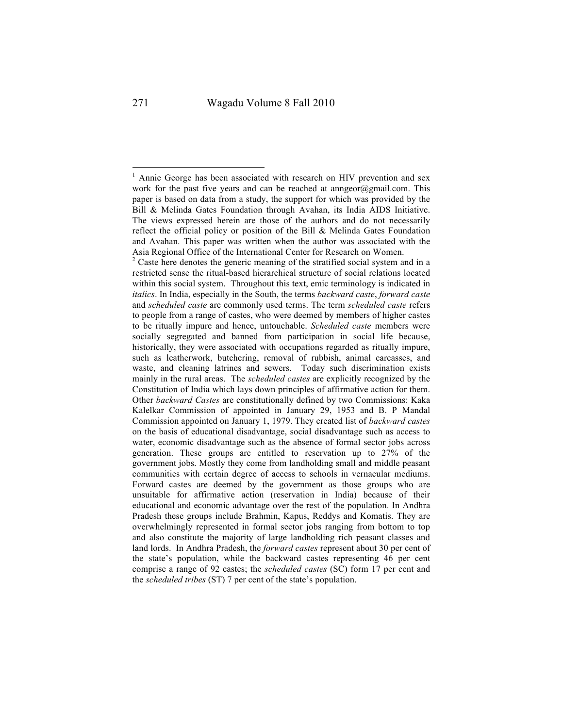[1] Annie George has been associated with research on HIV prevention and sex work for the past five years and can be reached at anngeor@gmail.com. This paper is based on data from a study, the support for which was provided by the Bill & Melinda Gates Foundation through Avahan, its India AIDS Initiative. The views expressed herein are those of the authors and do not necessarily reflect the official policy or position of the Bill & Melinda Gates Foundation and Avahan. This paper was written when the author was associated with the Asia Regional Office of the International Center for Research on Women.

[2] Caste here denotes the generic meaning of the stratified social system and in a restricted sense the ritual-based hierarchical structure of social relations located within this social system. Throughout this text, emic terminology is indicated in *italics*. In India, especially in the South, the terms *backward caste*, *forward caste* and *scheduled caste* are commonly used terms. The term *scheduled caste* refers to people from a range of castes, who were deemed by members of higher castes to be ritually impure and hence, untouchable. *Scheduled caste* members were socially segregated and banned from participation in social life because, historically, they were associated with occupations regarded as ritually impure, such as leatherwork, butchering, removal of rubbish, animal carcasses, and waste, and cleaning latrines and sewers. Today such discrimination exists mainly in the rural areas. The *scheduled castes* are explicitly recognized by the Constitution of India which lays down principles of affirmative action for them. Other *backward Castes* are constitutionally defined by two Commissions: Kaka Kalelkar Commission of appointed in January 29, 1953 and B. P Mandal Commission appointed on January 1, 1979. They created list of *backward castes* on the basis of educational disadvantage, social disadvantage such as access to water, economic disadvantage such as the absence of formal sector jobs across generation. These groups are entitled to reservation up to 27% of the government jobs. Mostly they come from landholding small and middle peasant communities with certain degree of access to schools in vernacular mediums. Forward castes are deemed by the government as those groups who are unsuitable for affirmative action (reservation in India) because of their educational and economic advantage over the rest of the population. In Andhra Pradesh these groups include Brahmin, Kapus, Reddys and Komatis. They are overwhelmingly represented in formal sector jobs ranging from bottom to top and also constitute the majority of large landholding rich peasant classes and land lords. In Andhra Pradesh, the *forward castes* represent about 30 per cent of the state's population, while the backward castes representing 46 per cent comprise a range of 92 castes; the *scheduled castes* (SC) form 17 per cent and the *scheduled tribes* (ST) 7 per cent of the state's population.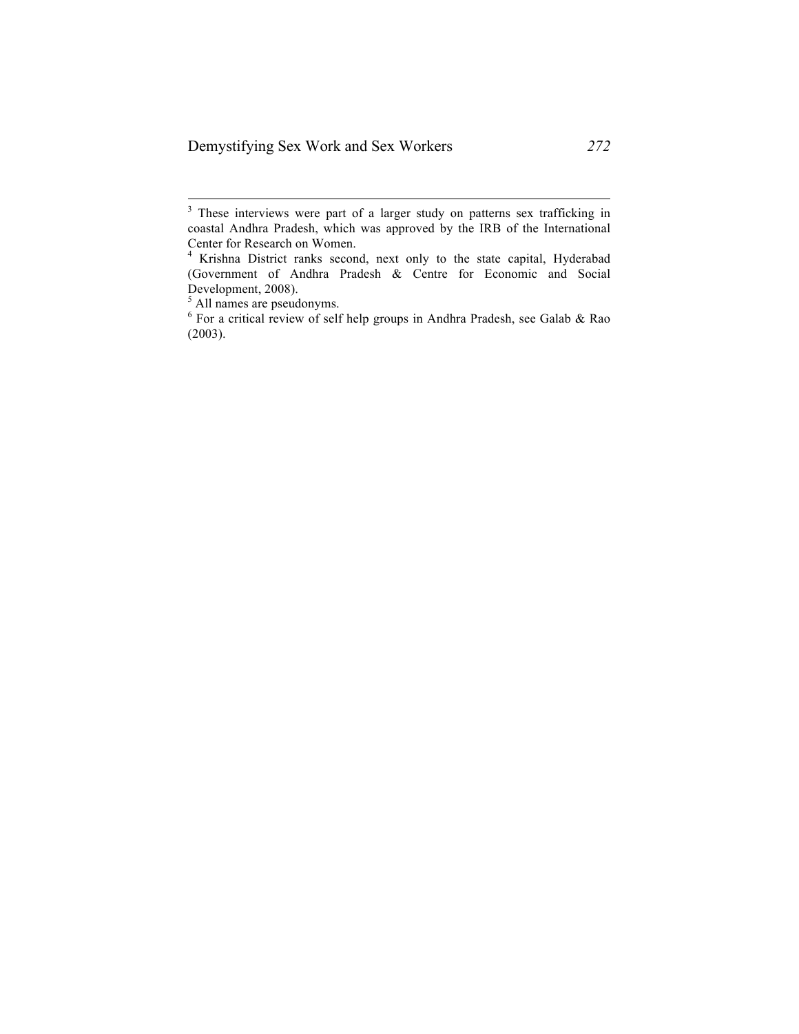[3] These interviews were part of a larger study on patterns sex trafficking in coastal Andhra Pradesh, which was approved by the IRB of the International Center for Research on Women.

[4] Krishna District ranks second, next only to the state capital, Hyderabad (Government of Andhra Pradesh & Centre for Economic and Social Development, 2008).

[5] All names are pseudonyms.

[6] For a critical review of self help groups in Andhra Pradesh, see Galab & Rao (2003).